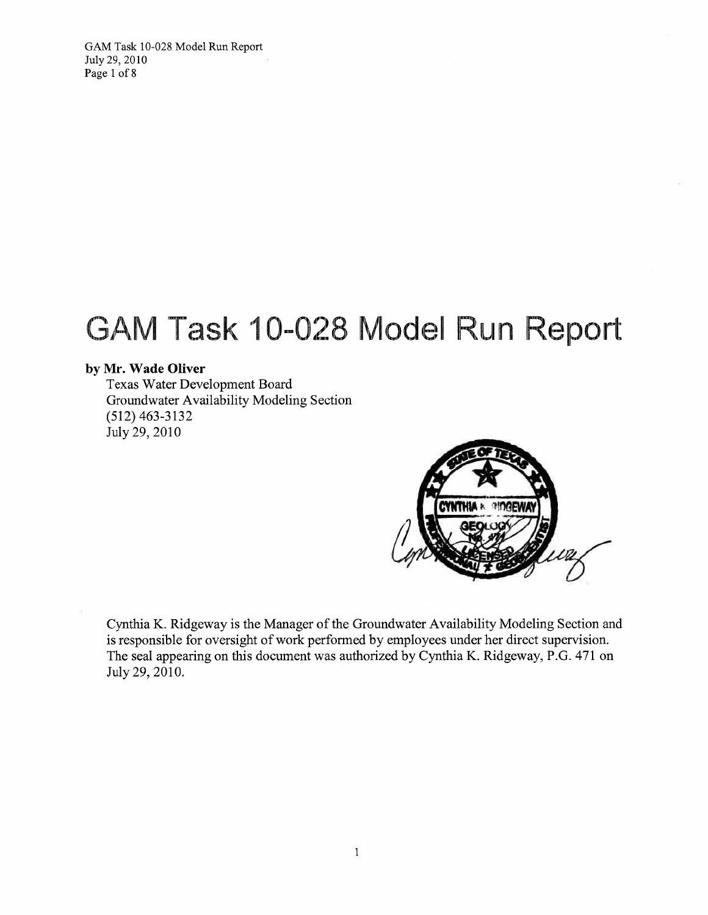# GAM Task 10-028 Model Run Report

**by Mr. Wade Oliver**

Texas Water Development Board
Groundwater Availability Modeling Section
(512) 463-3132
July 29, 2010

Cynthia K. Ridgeway is the Manager of the Groundwater Availability Modeling Section and is responsible for oversight of work performed by employees under her direct supervision. The seal appearing on this document was authorized by Cynthia K. Ridgeway, P.G. 471 on July 29, 2010.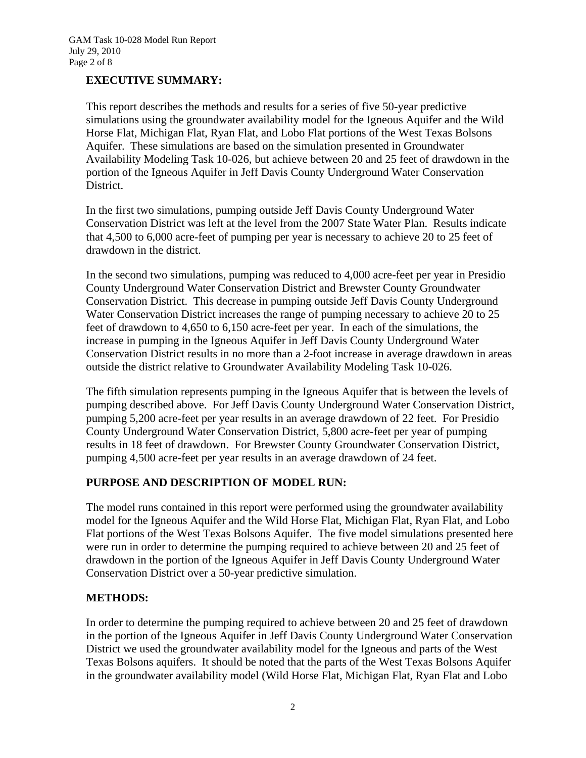## EXECUTIVE SUMMARY:

This report describes the methods and results for a series of five 50-year predictive simulations using the groundwater availability model for the Igneous Aquifer and the Wild Horse Flat, Michigan Flat, Ryan Flat, and Lobo Flat portions of the West Texas Bolsons Aquifer. These simulations are based on the simulation presented in Groundwater Availability Modeling Task 10-026, but achieve between 20 and 25 feet of drawdown in the portion of the Igneous Aquifer in Jeff Davis County Underground Water Conservation District.

In the first two simulations, pumping outside Jeff Davis County Underground Water Conservation District was left at the level from the 2007 State Water Plan. Results indicate that 4,500 to 6,000 acre-feet of pumping per year is necessary to achieve 20 to 25 feet of drawdown in the district.

In the second two simulations, pumping was reduced to 4,000 acre-feet per year in Presidio County Underground Water Conservation District and Brewster County Groundwater Conservation District. This decrease in pumping outside Jeff Davis County Underground Water Conservation District increases the range of pumping necessary to achieve 20 to 25 feet of drawdown to 4,650 to 6,150 acre-feet per year. In each of the simulations, the increase in pumping in the Igneous Aquifer in Jeff Davis County Underground Water Conservation District results in no more than a 2-foot increase in average drawdown in areas outside the district relative to Groundwater Availability Modeling Task 10-026.

The fifth simulation represents pumping in the Igneous Aquifer that is between the levels of pumping described above. For Jeff Davis County Underground Water Conservation District, pumping 5,200 acre-feet per year results in an average drawdown of 22 feet. For Presidio County Underground Water Conservation District, 5,800 acre-feet per year of pumping results in 18 feet of drawdown. For Brewster County Groundwater Conservation District, pumping 4,500 acre-feet per year results in an average drawdown of 24 feet.

## PURPOSE AND DESCRIPTION OF MODEL RUN:

The model runs contained in this report were performed using the groundwater availability model for the Igneous Aquifer and the Wild Horse Flat, Michigan Flat, Ryan Flat, and Lobo Flat portions of the West Texas Bolsons Aquifer. The five model simulations presented here were run in order to determine the pumping required to achieve between 20 and 25 feet of drawdown in the portion of the Igneous Aquifer in Jeff Davis County Underground Water Conservation District over a 50-year predictive simulation.

## METHODS:

In order to determine the pumping required to achieve between 20 and 25 feet of drawdown in the portion of the Igneous Aquifer in Jeff Davis County Underground Water Conservation District we used the groundwater availability model for the Igneous and parts of the West Texas Bolsons aquifers. It should be noted that the parts of the West Texas Bolsons Aquifer in the groundwater availability model (Wild Horse Flat, Michigan Flat, Ryan Flat and Lobo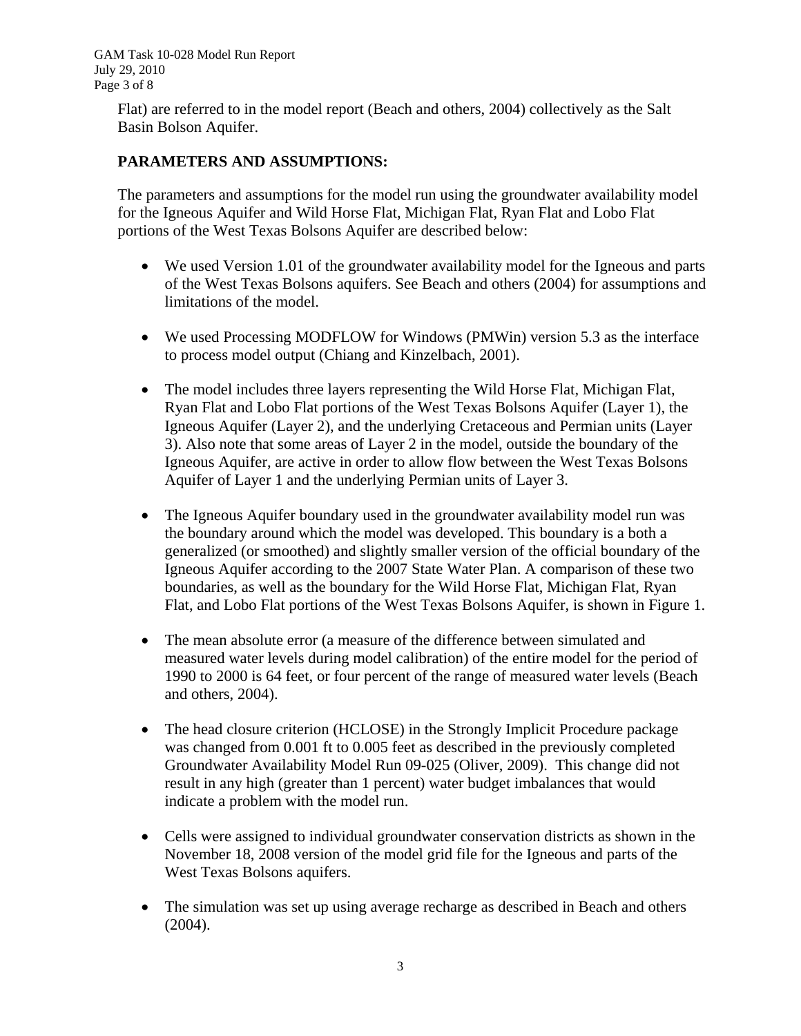Flat) are referred to in the model report (Beach and others, 2004) collectively as the Salt Basin Bolson Aquifer.

## PARAMETERS AND ASSUMPTIONS:

The parameters and assumptions for the model run using the groundwater availability model for the Igneous Aquifer and Wild Horse Flat, Michigan Flat, Ryan Flat and Lobo Flat portions of the West Texas Bolsons Aquifer are described below:

- We used Version 1.01 of the groundwater availability model for the Igneous and parts of the West Texas Bolsons aquifers. See Beach and others (2004) for assumptions and limitations of the model.

- We used Processing MODFLOW for Windows (PMWin) version 5.3 as the interface to process model output (Chiang and Kinzelbach, 2001).

- The model includes three layers representing the Wild Horse Flat, Michigan Flat, Ryan Flat and Lobo Flat portions of the West Texas Bolsons Aquifer (Layer 1), the Igneous Aquifer (Layer 2), and the underlying Cretaceous and Permian units (Layer 3). Also note that some areas of Layer 2 in the model, outside the boundary of the Igneous Aquifer, are active in order to allow flow between the West Texas Bolsons Aquifer of Layer 1 and the underlying Permian units of Layer 3.

- The Igneous Aquifer boundary used in the groundwater availability model run was the boundary around which the model was developed. This boundary is a both a generalized (or smoothed) and slightly smaller version of the official boundary of the Igneous Aquifer according to the 2007 State Water Plan. A comparison of these two boundaries, as well as the boundary for the Wild Horse Flat, Michigan Flat, Ryan Flat, and Lobo Flat portions of the West Texas Bolsons Aquifer, is shown in Figure 1.

- The mean absolute error (a measure of the difference between simulated and measured water levels during model calibration) of the entire model for the period of 1990 to 2000 is 64 feet, or four percent of the range of measured water levels (Beach and others, 2004).

- The head closure criterion (HCLOSE) in the Strongly Implicit Procedure package was changed from 0.001 ft to 0.005 feet as described in the previously completed Groundwater Availability Model Run 09-025 (Oliver, 2009). This change did not result in any high (greater than 1 percent) water budget imbalances that would indicate a problem with the model run.

- Cells were assigned to individual groundwater conservation districts as shown in the November 18, 2008 version of the model grid file for the Igneous and parts of the West Texas Bolsons aquifers.

- The simulation was set up using average recharge as described in Beach and others (2004).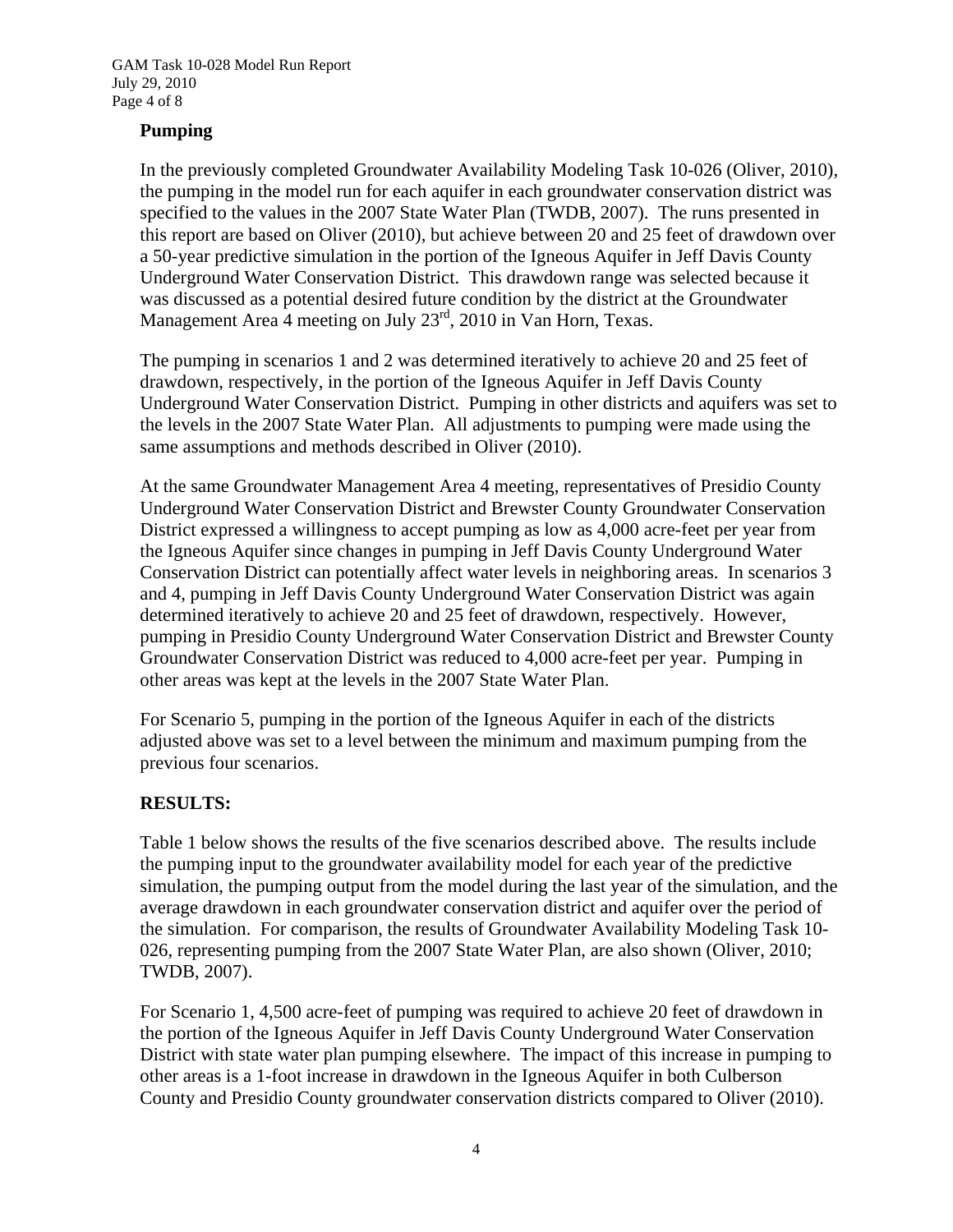### Pumping

In the previously completed Groundwater Availability Modeling Task 10-026 (Oliver, 2010), the pumping in the model run for each aquifer in each groundwater conservation district was specified to the values in the 2007 State Water Plan (TWDB, 2007). The runs presented in this report are based on Oliver (2010), but achieve between 20 and 25 feet of drawdown over a 50-year predictive simulation in the portion of the Igneous Aquifer in Jeff Davis County Underground Water Conservation District. This drawdown range was selected because it was discussed as a potential desired future condition by the district at the Groundwater Management Area 4 meeting on July 23rd, 2010 in Van Horn, Texas.

The pumping in scenarios 1 and 2 was determined iteratively to achieve 20 and 25 feet of drawdown, respectively, in the portion of the Igneous Aquifer in Jeff Davis County Underground Water Conservation District. Pumping in other districts and aquifers was set to the levels in the 2007 State Water Plan. All adjustments to pumping were made using the same assumptions and methods described in Oliver (2010).

At the same Groundwater Management Area 4 meeting, representatives of Presidio County Underground Water Conservation District and Brewster County Groundwater Conservation District expressed a willingness to accept pumping as low as 4,000 acre-feet per year from the Igneous Aquifer since changes in pumping in Jeff Davis County Underground Water Conservation District can potentially affect water levels in neighboring areas. In scenarios 3 and 4, pumping in Jeff Davis County Underground Water Conservation District was again determined iteratively to achieve 20 and 25 feet of drawdown, respectively. However, pumping in Presidio County Underground Water Conservation District and Brewster County Groundwater Conservation District was reduced to 4,000 acre-feet per year. Pumping in other areas was kept at the levels in the 2007 State Water Plan.

For Scenario 5, pumping in the portion of the Igneous Aquifer in each of the districts adjusted above was set to a level between the minimum and maximum pumping from the previous four scenarios.

## RESULTS:

Table 1 below shows the results of the five scenarios described above. The results include the pumping input to the groundwater availability model for each year of the predictive simulation, the pumping output from the model during the last year of the simulation, and the average drawdown in each groundwater conservation district and aquifer over the period of the simulation. For comparison, the results of Groundwater Availability Modeling Task 10-026, representing pumping from the 2007 State Water Plan, are also shown (Oliver, 2010; TWDB, 2007).

For Scenario 1, 4,500 acre-feet of pumping was required to achieve 20 feet of drawdown in the portion of the Igneous Aquifer in Jeff Davis County Underground Water Conservation District with state water plan pumping elsewhere. The impact of this increase in pumping to other areas is a 1-foot increase in drawdown in the Igneous Aquifer in both Culberson County and Presidio County groundwater conservation districts compared to Oliver (2010).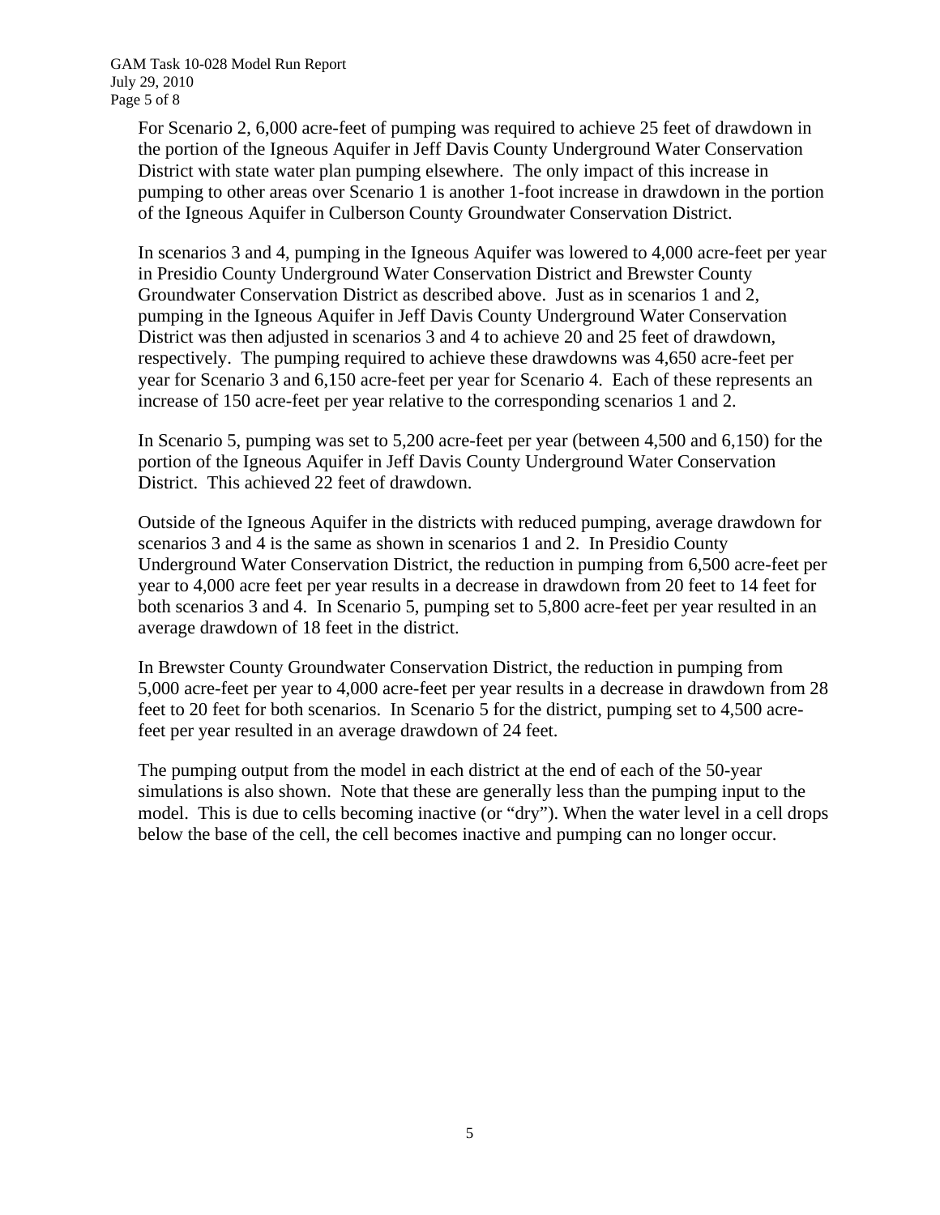For Scenario 2, 6,000 acre-feet of pumping was required to achieve 25 feet of drawdown in the portion of the Igneous Aquifer in Jeff Davis County Underground Water Conservation District with state water plan pumping elsewhere. The only impact of this increase in pumping to other areas over Scenario 1 is another 1-foot increase in drawdown in the portion of the Igneous Aquifer in Culberson County Groundwater Conservation District.

In scenarios 3 and 4, pumping in the Igneous Aquifer was lowered to 4,000 acre-feet per year in Presidio County Underground Water Conservation District and Brewster County Groundwater Conservation District as described above. Just as in scenarios 1 and 2, pumping in the Igneous Aquifer in Jeff Davis County Underground Water Conservation District was then adjusted in scenarios 3 and 4 to achieve 20 and 25 feet of drawdown, respectively. The pumping required to achieve these drawdowns was 4,650 acre-feet per year for Scenario 3 and 6,150 acre-feet per year for Scenario 4. Each of these represents an increase of 150 acre-feet per year relative to the corresponding scenarios 1 and 2.

In Scenario 5, pumping was set to 5,200 acre-feet per year (between 4,500 and 6,150) for the portion of the Igneous Aquifer in Jeff Davis County Underground Water Conservation District. This achieved 22 feet of drawdown.

Outside of the Igneous Aquifer in the districts with reduced pumping, average drawdown for scenarios 3 and 4 is the same as shown in scenarios 1 and 2. In Presidio County Underground Water Conservation District, the reduction in pumping from 6,500 acre-feet per year to 4,000 acre feet per year results in a decrease in drawdown from 20 feet to 14 feet for both scenarios 3 and 4. In Scenario 5, pumping set to 5,800 acre-feet per year resulted in an average drawdown of 18 feet in the district.

In Brewster County Groundwater Conservation District, the reduction in pumping from 5,000 acre-feet per year to 4,000 acre-feet per year results in a decrease in drawdown from 28 feet to 20 feet for both scenarios. In Scenario 5 for the district, pumping set to 4,500 acre-feet per year resulted in an average drawdown of 24 feet.

The pumping output from the model in each district at the end of each of the 50-year simulations is also shown. Note that these are generally less than the pumping input to the model. This is due to cells becoming inactive (or "dry"). When the water level in a cell drops below the base of the cell, the cell becomes inactive and pumping can no longer occur.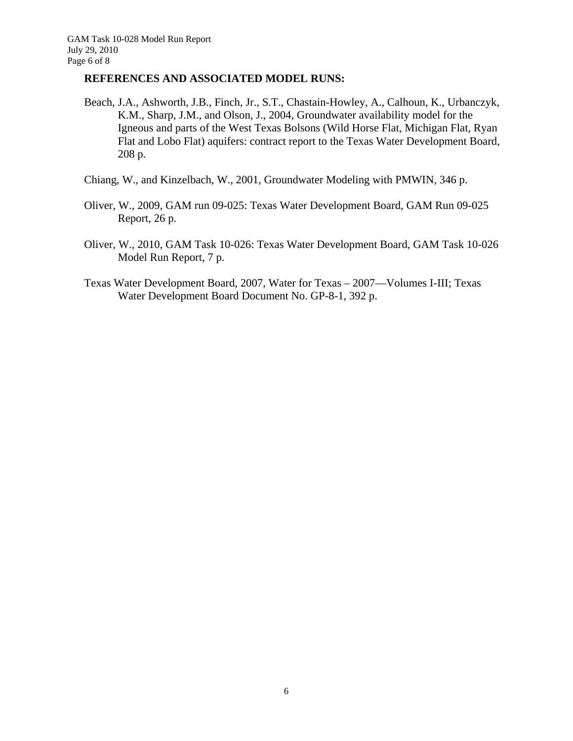## REFERENCES AND ASSOCIATED MODEL RUNS:

Beach, J.A., Ashworth, J.B., Finch, Jr., S.T., Chastain-Howley, A., Calhoun, K., Urbanczyk, K.M., Sharp, J.M., and Olson, J., 2004, Groundwater availability model for the Igneous and parts of the West Texas Bolsons (Wild Horse Flat, Michigan Flat, Ryan Flat and Lobo Flat) aquifers: contract report to the Texas Water Development Board, 208 p.

Chiang, W., and Kinzelbach, W., 2001, Groundwater Modeling with PMWIN, 346 p.

Oliver, W., 2009, GAM run 09-025: Texas Water Development Board, GAM Run 09-025 Report, 26 p.

Oliver, W., 2010, GAM Task 10-026: Texas Water Development Board, GAM Task 10-026 Model Run Report, 7 p.

Texas Water Development Board, 2007, Water for Texas – 2007—Volumes I-III; Texas Water Development Board Document No. GP-8-1, 392 p.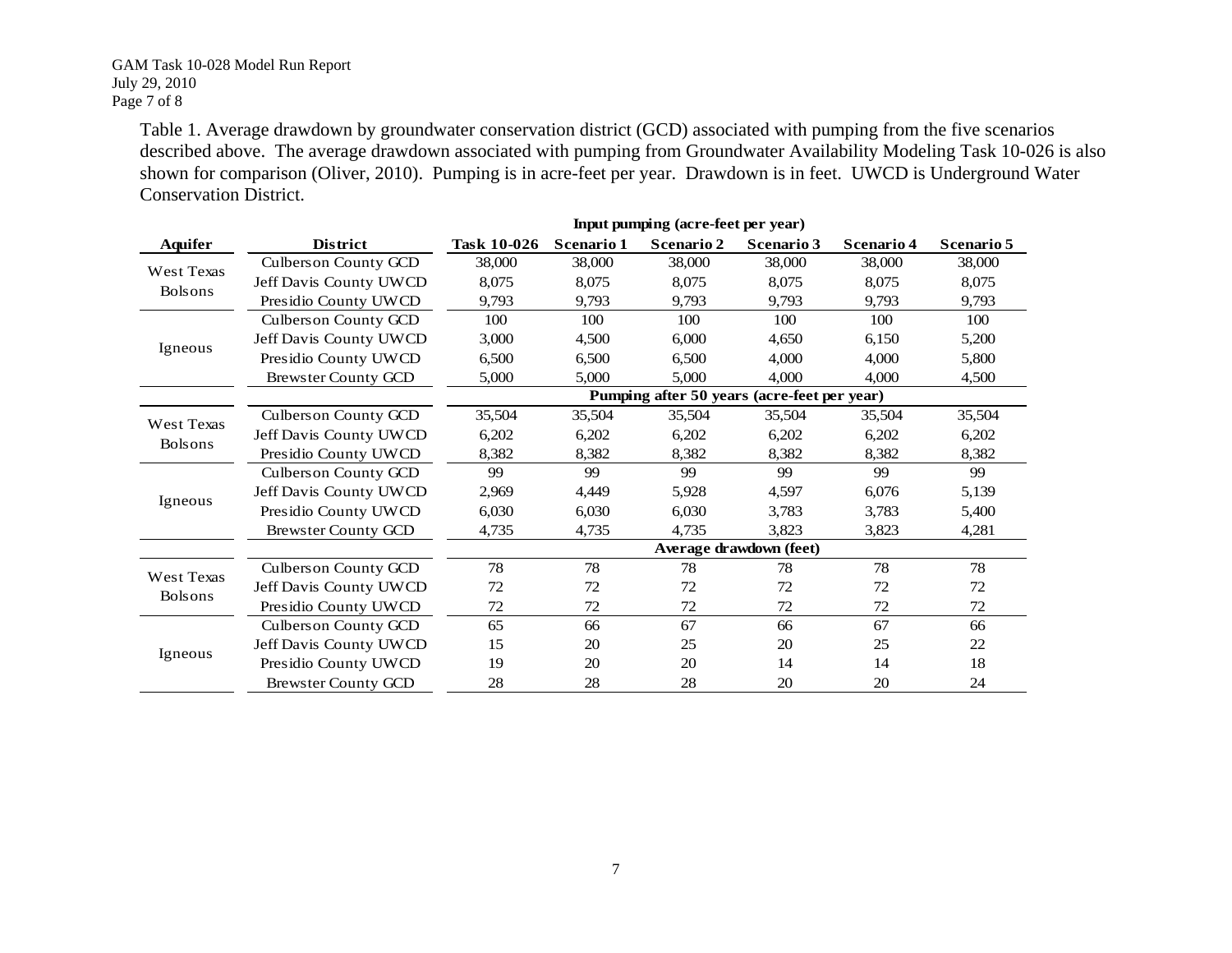Table 1. Average drawdown by groundwater conservation district (GCD) associated with pumping from the five scenarios described above. The average drawdown associated with pumping from Groundwater Availability Modeling Task 10-026 is also shown for comparison (Oliver, 2010). Pumping is in acre-feet per year. Drawdown is in feet. UWCD is Underground Water Conservation District.

| | | **Input pumping (acre-feet per year)** | | | | | |
|---|---|---|---|---|---|---|---|
| **Aquifer** | **District** | **Task 10-026** | **Scenario 1** | **Scenario 2** | **Scenario 3** | **Scenario 4** | **Scenario 5** |
| West Texas Bolsons | Culberson County GCD | 38,000 | 38,000 | 38,000 | 38,000 | 38,000 | 38,000 |
| | Jeff Davis County UWCD | 8,075 | 8,075 | 8,075 | 8,075 | 8,075 | 8,075 |
| | Presidio County UWCD | 9,793 | 9,793 | 9,793 | 9,793 | 9,793 | 9,793 |
| Igneous | Culberson County GCD | 100 | 100 | 100 | 100 | 100 | 100 |
| | Jeff Davis County UWCD | 3,000 | 4,500 | 6,000 | 4,650 | 6,150 | 5,200 |
| | Presidio County UWCD | 6,500 | 6,500 | 6,500 | 4,000 | 4,000 | 5,800 |
| | Brewster County GCD | 5,000 | 5,000 | 5,000 | 4,000 | 4,000 | 4,500 |
| | | **Pumping after 50 years (acre-feet per year)** | | | | | |
| West Texas Bolsons | Culberson County GCD | 35,504 | 35,504 | 35,504 | 35,504 | 35,504 | 35,504 |
| | Jeff Davis County UWCD | 6,202 | 6,202 | 6,202 | 6,202 | 6,202 | 6,202 |
| | Presidio County UWCD | 8,382 | 8,382 | 8,382 | 8,382 | 8,382 | 8,382 |
| Igneous | Culberson County GCD | 99 | 99 | 99 | 99 | 99 | 99 |
| | Jeff Davis County UWCD | 2,969 | 4,449 | 5,928 | 4,597 | 6,076 | 5,139 |
| | Presidio County UWCD | 6,030 | 6,030 | 6,030 | 3,783 | 3,783 | 5,400 |
| | Brewster County GCD | 4,735 | 4,735 | 4,735 | 3,823 | 3,823 | 4,281 |
| | | **Average drawdown (feet)** | | | | | |
| West Texas Bolsons | Culberson County GCD | 78 | 78 | 78 | 78 | 78 | 78 |
| | Jeff Davis County UWCD | 72 | 72 | 72 | 72 | 72 | 72 |
| | Presidio County UWCD | 72 | 72 | 72 | 72 | 72 | 72 |
| Igneous | Culberson County GCD | 65 | 66 | 67 | 66 | 67 | 66 |
| | Jeff Davis County UWCD | 15 | 20 | 25 | 20 | 25 | 22 |
| | Presidio County UWCD | 19 | 20 | 20 | 14 | 14 | 18 |
| | Brewster County GCD | 28 | 28 | 28 | 20 | 20 | 24 |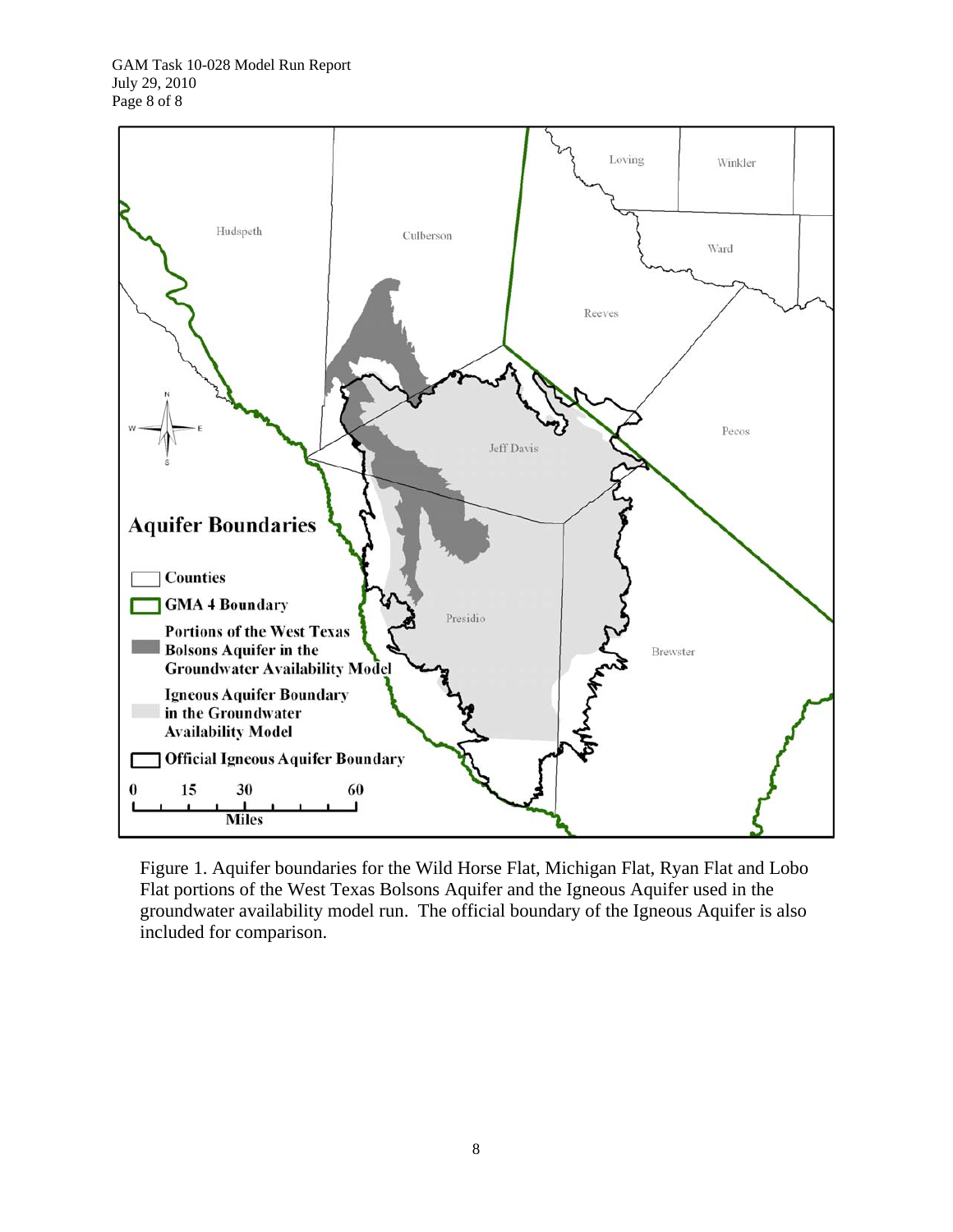Aquifer Boundaries

Counties

GMA 4 Boundary

Portions of the West Texas Bolsons Aquifer in the Groundwater Availability Model

Igneous Aquifer Boundary in the Groundwater Availability Model

Official Igneous Aquifer Boundary

0 15 30 60

Miles

Loving

Winkler

Hudspeth

Culberson

Ward

Reeves

Pecos

Jeff Davis

Presidio

Brewster

Figure 1. Aquifer boundaries for the Wild Horse Flat, Michigan Flat, Ryan Flat and Lobo Flat portions of the West Texas Bolsons Aquifer and the Igneous Aquifer used in the groundwater availability model run. The official boundary of the Igneous Aquifer is also included for comparison.